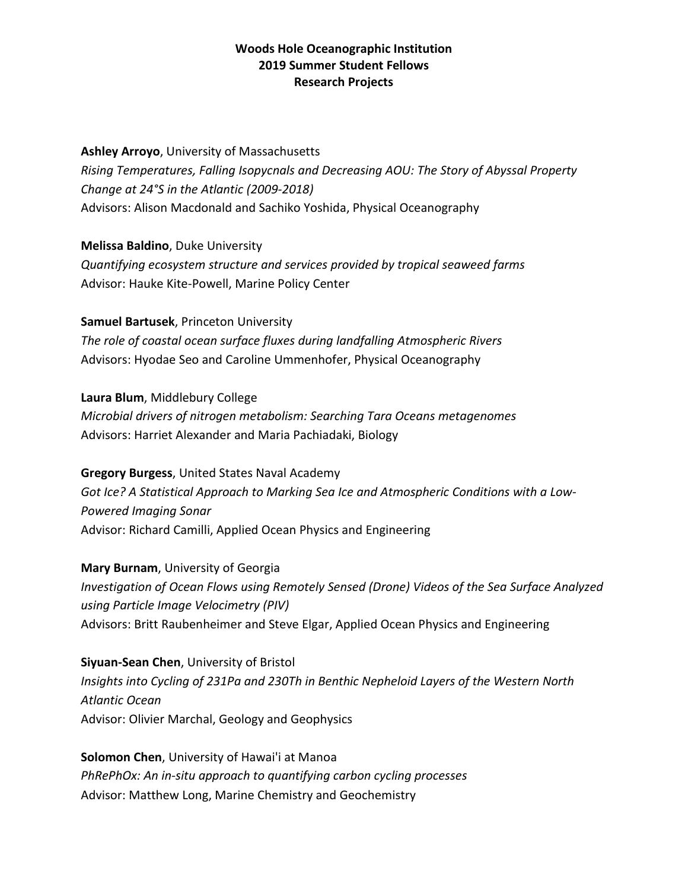**Woods Hole Oceanographic Institution**
**2019 Summer Student Fellows**
**Research Projects**

**Ashley Arroyo**, University of Massachusetts
*Rising Temperatures, Falling Isopycnals and Decreasing AOU: The Story of Abyssal Property Change at 24°S in the Atlantic (2009-2018)*
Advisors: Alison Macdonald and Sachiko Yoshida, Physical Oceanography

**Melissa Baldino**, Duke University
*Quantifying ecosystem structure and services provided by tropical seaweed farms*
Advisor: Hauke Kite-Powell, Marine Policy Center

**Samuel Bartusek**, Princeton University
*The role of coastal ocean surface fluxes during landfalling Atmospheric Rivers*
Advisors: Hyodae Seo and Caroline Ummenhofer, Physical Oceanography

**Laura Blum**, Middlebury College
*Microbial drivers of nitrogen metabolism: Searching Tara Oceans metagenomes*
Advisors: Harriet Alexander and Maria Pachiadaki, Biology

**Gregory Burgess**, United States Naval Academy
*Got Ice? A Statistical Approach to Marking Sea Ice and Atmospheric Conditions with a Low-Powered Imaging Sonar*
Advisor: Richard Camilli, Applied Ocean Physics and Engineering

**Mary Burnam**, University of Georgia
*Investigation of Ocean Flows using Remotely Sensed (Drone) Videos of the Sea Surface Analyzed using Particle Image Velocimetry (PIV)*
Advisors: Britt Raubenheimer and Steve Elgar, Applied Ocean Physics and Engineering

**Siyuan-Sean Chen**, University of Bristol
*Insights into Cycling of 231Pa and 230Th in Benthic Nepheloid Layers of the Western North Atlantic Ocean*
Advisor: Olivier Marchal, Geology and Geophysics

**Solomon Chen**, University of Hawai'i at Manoa
*PhRePhOx: An in-situ approach to quantifying carbon cycling processes*
Advisor: Matthew Long, Marine Chemistry and Geochemistry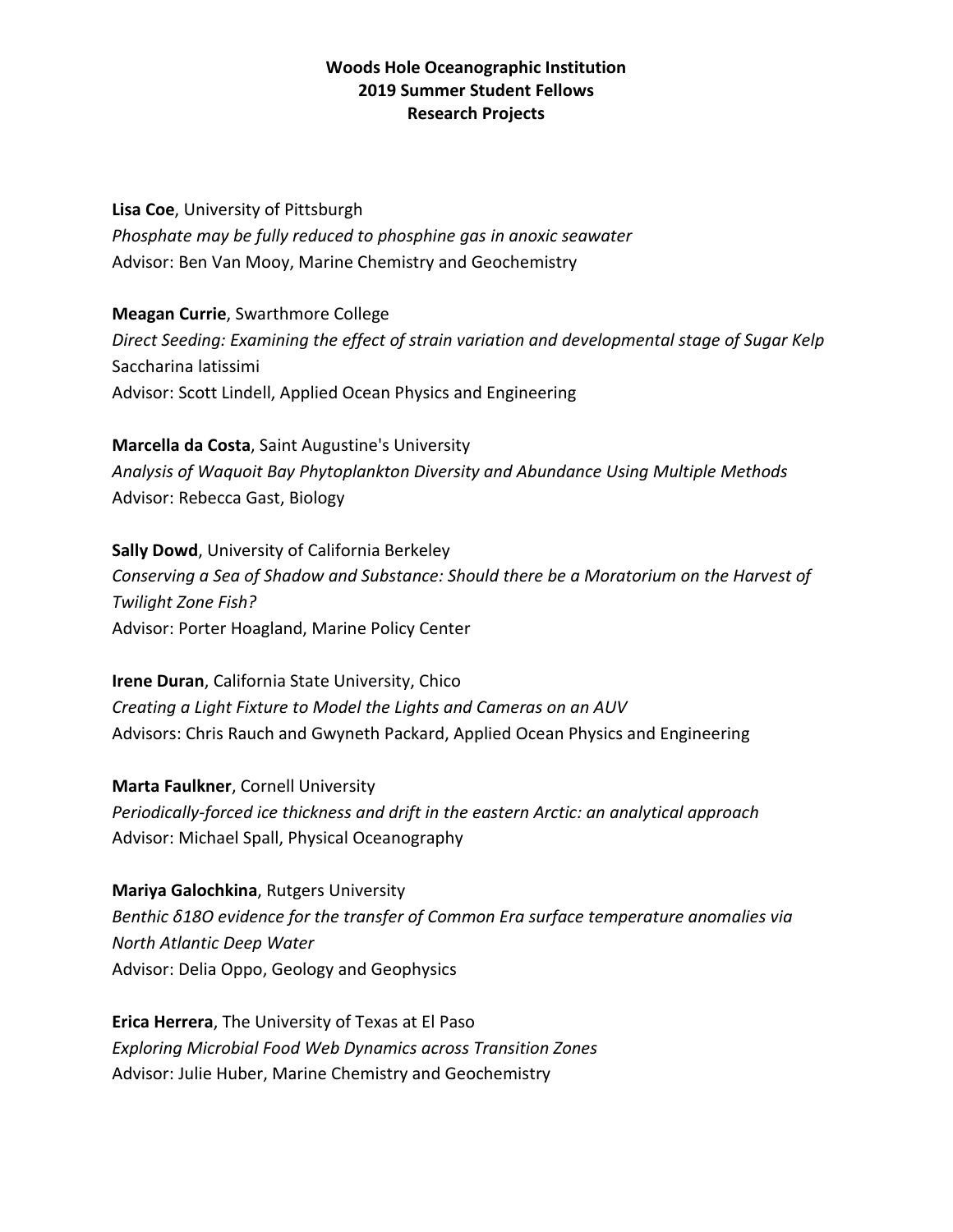**Woods Hole Oceanographic Institution**
**2019 Summer Student Fellows**
**Research Projects**

**Lisa Coe**, University of Pittsburgh
*Phosphate may be fully reduced to phosphine gas in anoxic seawater*
Advisor: Ben Van Mooy, Marine Chemistry and Geochemistry

**Meagan Currie**, Swarthmore College
*Direct Seeding: Examining the effect of strain variation and developmental stage of Sugar Kelp* Saccharina latissimi
Advisor: Scott Lindell, Applied Ocean Physics and Engineering

**Marcella da Costa**, Saint Augustine's University
*Analysis of Waquoit Bay Phytoplankton Diversity and Abundance Using Multiple Methods*
Advisor: Rebecca Gast, Biology

**Sally Dowd**, University of California Berkeley
*Conserving a Sea of Shadow and Substance: Should there be a Moratorium on the Harvest of Twilight Zone Fish?*
Advisor: Porter Hoagland, Marine Policy Center

**Irene Duran**, California State University, Chico
*Creating a Light Fixture to Model the Lights and Cameras on an AUV*
Advisors: Chris Rauch and Gwyneth Packard, Applied Ocean Physics and Engineering

**Marta Faulkner**, Cornell University
*Periodically-forced ice thickness and drift in the eastern Arctic: an analytical approach*
Advisor: Michael Spall, Physical Oceanography

**Mariya Galochkina**, Rutgers University
*Benthic δ18O evidence for the transfer of Common Era surface temperature anomalies via North Atlantic Deep Water*
Advisor: Delia Oppo, Geology and Geophysics

**Erica Herrera**, The University of Texas at El Paso
*Exploring Microbial Food Web Dynamics across Transition Zones*
Advisor: Julie Huber, Marine Chemistry and Geochemistry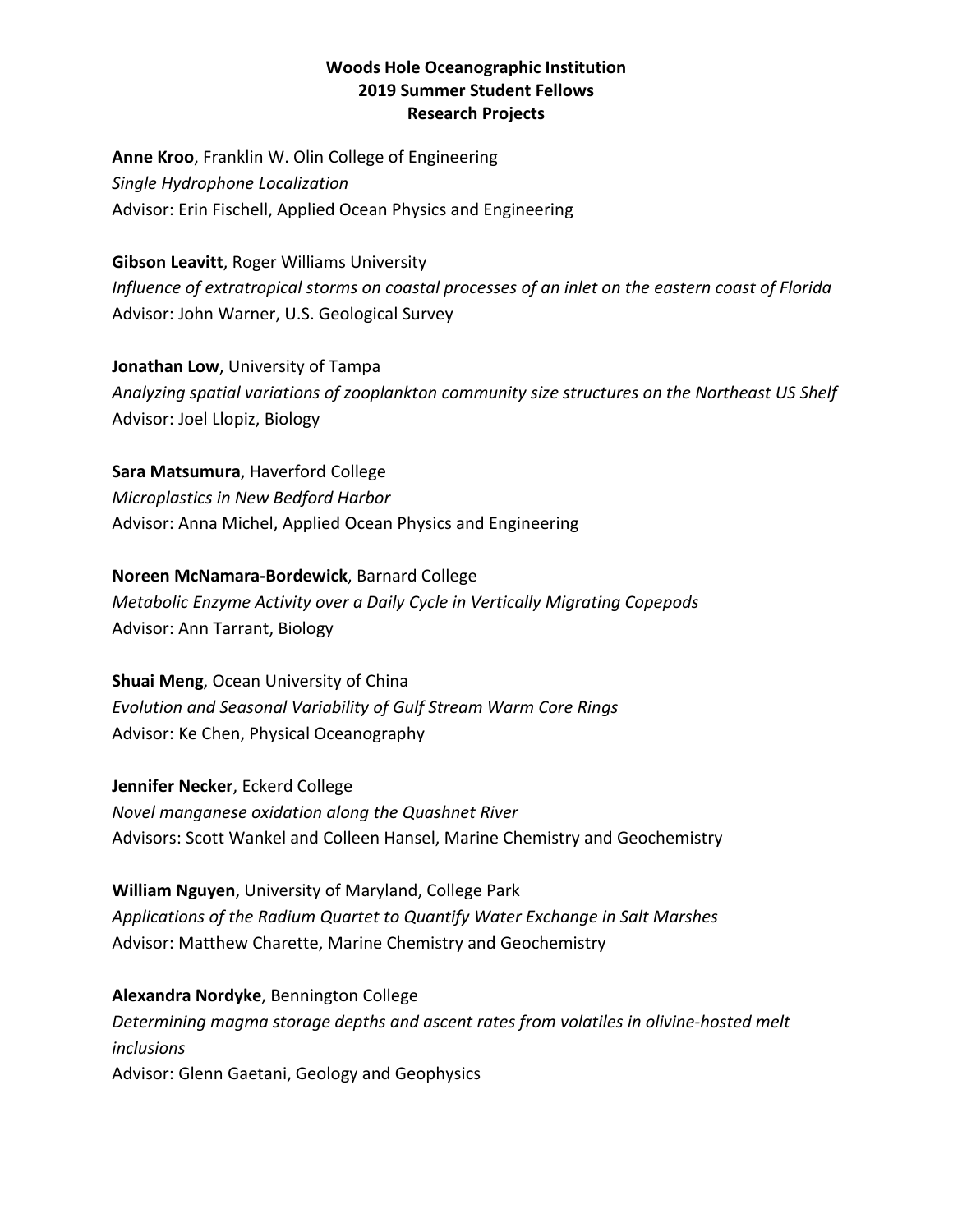**Woods Hole Oceanographic Institution**
**2019 Summer Student Fellows**
**Research Projects**

**Anne Kroo**, Franklin W. Olin College of Engineering
*Single Hydrophone Localization*
Advisor: Erin Fischell, Applied Ocean Physics and Engineering

**Gibson Leavitt**, Roger Williams University
*Influence of extratropical storms on coastal processes of an inlet on the eastern coast of Florida*
Advisor: John Warner, U.S. Geological Survey

**Jonathan Low**, University of Tampa
*Analyzing spatial variations of zooplankton community size structures on the Northeast US Shelf*
Advisor: Joel Llopiz, Biology

**Sara Matsumura**, Haverford College
*Microplastics in New Bedford Harbor*
Advisor: Anna Michel, Applied Ocean Physics and Engineering

**Noreen McNamara-Bordewick**, Barnard College
*Metabolic Enzyme Activity over a Daily Cycle in Vertically Migrating Copepods*
Advisor: Ann Tarrant, Biology

**Shuai Meng**, Ocean University of China
*Evolution and Seasonal Variability of Gulf Stream Warm Core Rings*
Advisor: Ke Chen, Physical Oceanography

**Jennifer Necker**, Eckerd College
*Novel manganese oxidation along the Quashnet River*
Advisors: Scott Wankel and Colleen Hansel, Marine Chemistry and Geochemistry

**William Nguyen**, University of Maryland, College Park
*Applications of the Radium Quartet to Quantify Water Exchange in Salt Marshes*
Advisor: Matthew Charette, Marine Chemistry and Geochemistry

**Alexandra Nordyke**, Bennington College
*Determining magma storage depths and ascent rates from volatiles in olivine-hosted melt inclusions*
Advisor: Glenn Gaetani, Geology and Geophysics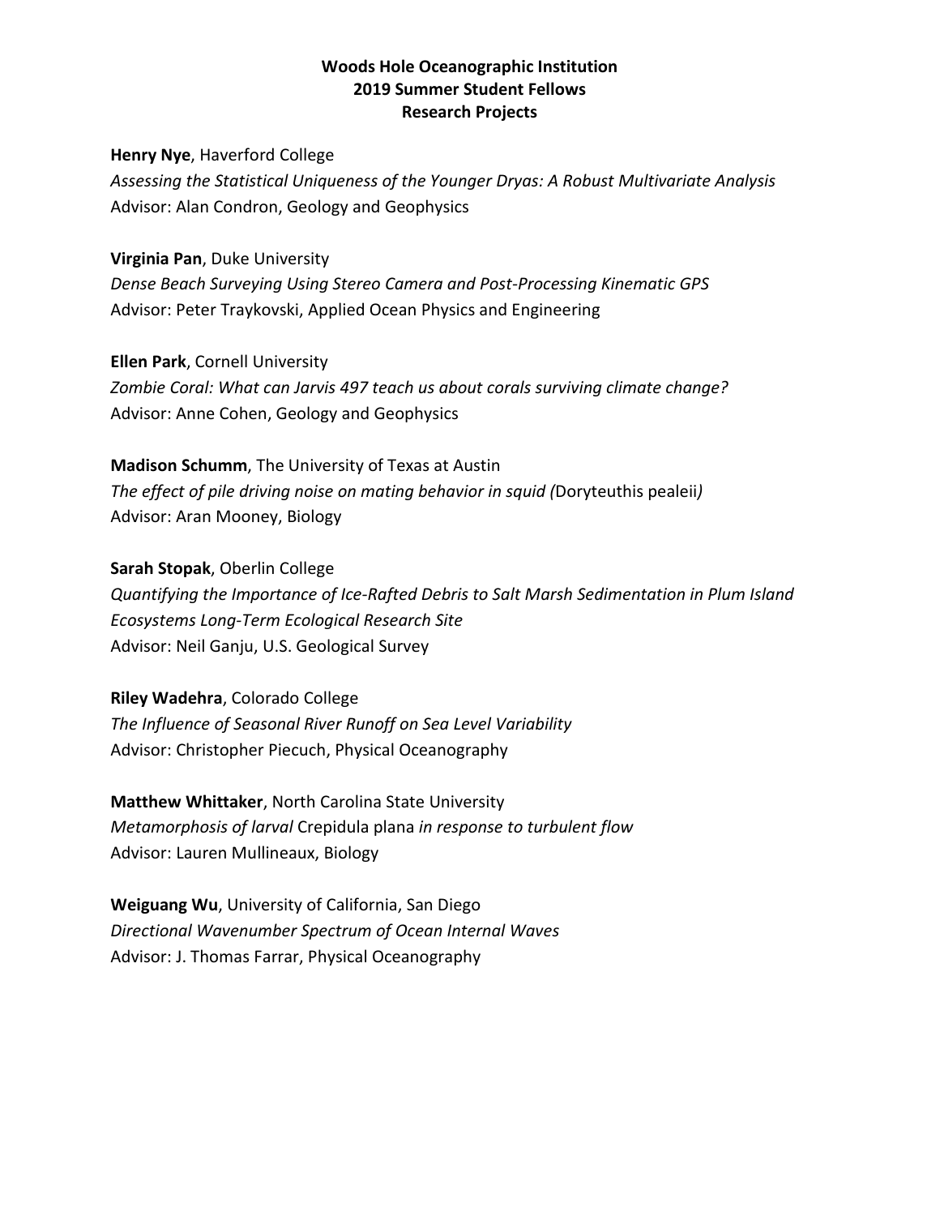**Woods Hole Oceanographic Institution**
**2019 Summer Student Fellows**
**Research Projects**

**Henry Nye**, Haverford College
*Assessing the Statistical Uniqueness of the Younger Dryas: A Robust Multivariate Analysis*
Advisor: Alan Condron, Geology and Geophysics

**Virginia Pan**, Duke University
*Dense Beach Surveying Using Stereo Camera and Post-Processing Kinematic GPS*
Advisor: Peter Traykovski, Applied Ocean Physics and Engineering

**Ellen Park**, Cornell University
*Zombie Coral: What can Jarvis 497 teach us about corals surviving climate change?*
Advisor: Anne Cohen, Geology and Geophysics

**Madison Schumm**, The University of Texas at Austin
*The effect of pile driving noise on mating behavior in squid (*Doryteuthis pealeii*)*
Advisor: Aran Mooney, Biology

**Sarah Stopak**, Oberlin College
*Quantifying the Importance of Ice-Rafted Debris to Salt Marsh Sedimentation in Plum Island Ecosystems Long-Term Ecological Research Site*
Advisor: Neil Ganju, U.S. Geological Survey

**Riley Wadehra**, Colorado College
*The Influence of Seasonal River Runoff on Sea Level Variability*
Advisor: Christopher Piecuch, Physical Oceanography

**Matthew Whittaker**, North Carolina State University
*Metamorphosis of larval* Crepidula plana *in response to turbulent flow*
Advisor: Lauren Mullineaux, Biology

**Weiguang Wu**, University of California, San Diego
*Directional Wavenumber Spectrum of Ocean Internal Waves*
Advisor: J. Thomas Farrar, Physical Oceanography